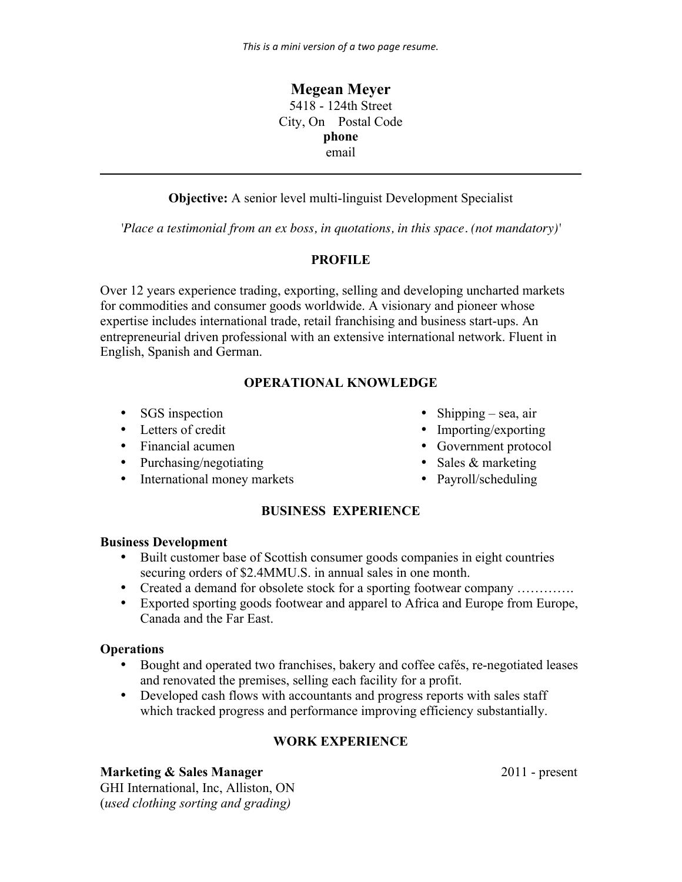*This is a mini version of a two page resume.*

# Megean Meyer

5418 - 124th Street
City, On Postal Code
**phone**
email

---

**Objective:** A senior level multi-linguist Development Specialist

*'Place a testimonial from an ex boss, in quotations, in this space. (not mandatory)'*

## PROFILE

Over 12 years experience trading, exporting, selling and developing uncharted markets for commodities and consumer goods worldwide. A visionary and pioneer whose expertise includes international trade, retail franchising and business start-ups. An entrepreneurial driven professional with an extensive international network. Fluent in English, Spanish and German.

## OPERATIONAL KNOWLEDGE

- SGS inspection
- Letters of credit
- Financial acumen
- Purchasing/negotiating
- International money markets
- Shipping – sea, air
- Importing/exporting
- Government protocol
- Sales & marketing
- Payroll/scheduling

## BUSINESS EXPERIENCE

**Business Development**

- Built customer base of Scottish consumer goods companies in eight countries securing orders of $2.4MMU.S. in annual sales in one month.
- Created a demand for obsolete stock for a sporting footwear company ………….
- Exported sporting goods footwear and apparel to Africa and Europe from Europe, Canada and the Far East.

**Operations**

- Bought and operated two franchises, bakery and coffee cafés, re-negotiated leases and renovated the premises, selling each facility for a profit.
- Developed cash flows with accountants and progress reports with sales staff which tracked progress and performance improving efficiency substantially.

## WORK EXPERIENCE

**Marketing & Sales Manager** 2011 - present
GHI International, Inc, Alliston, ON
(*used clothing sorting and grading)*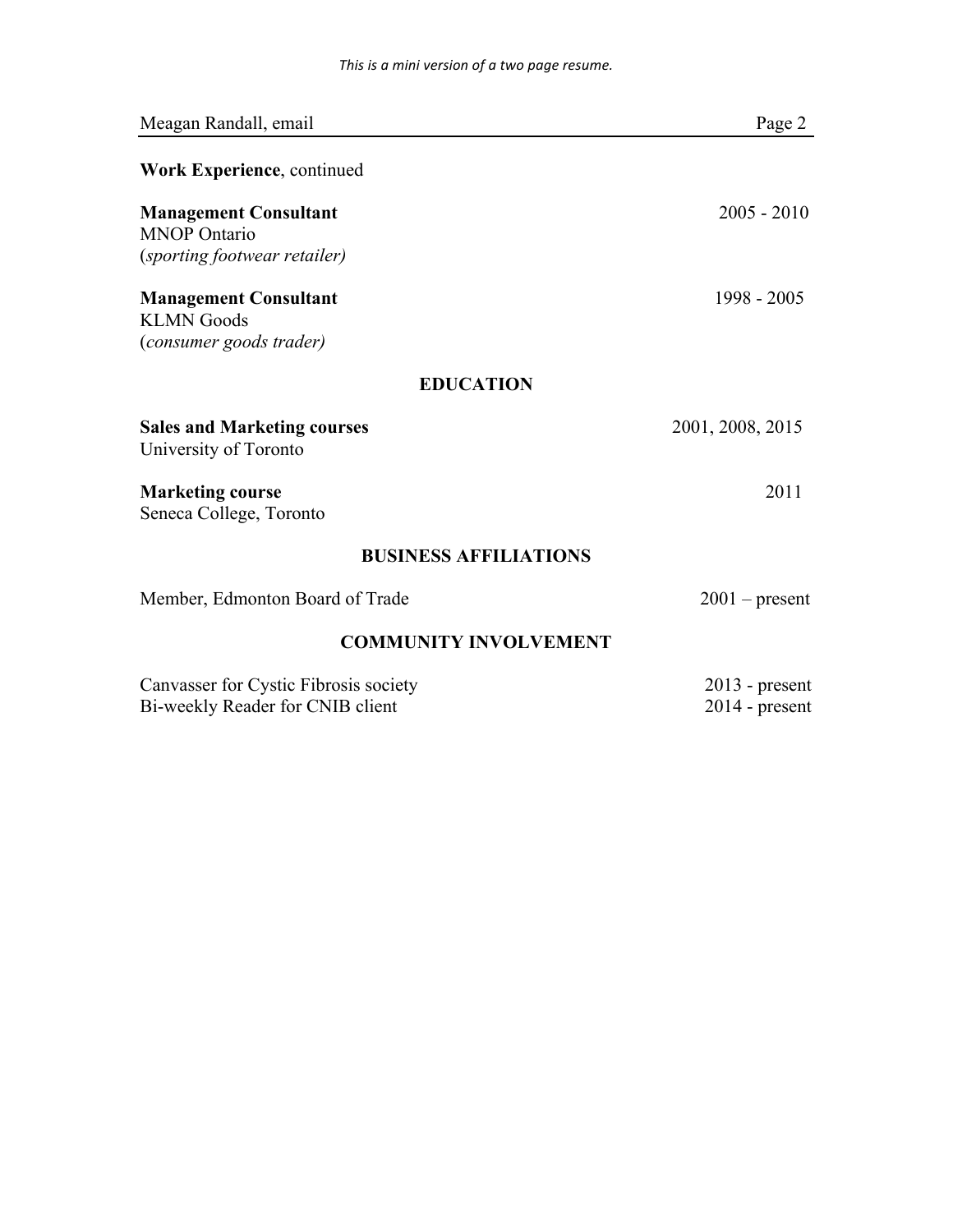*This is a mini version of a two page resume.*

**Work Experience**, continued

**Management Consultant** 2005 - 2010
MNOP Ontario
(*sporting footwear retailer)*

**Management Consultant** 1998 - 2005
KLMN Goods
(*consumer goods trader)*

## EDUCATION

**Sales and Marketing courses** 2001, 2008, 2015
University of Toronto

**Marketing course** 2011
Seneca College, Toronto

## BUSINESS AFFILIATIONS

Member, Edmonton Board of Trade 2001 – present

## COMMUNITY INVOLVEMENT

Canvasser for Cystic Fibrosis society 2013 - present
Bi-weekly Reader for CNIB client 2014 - present